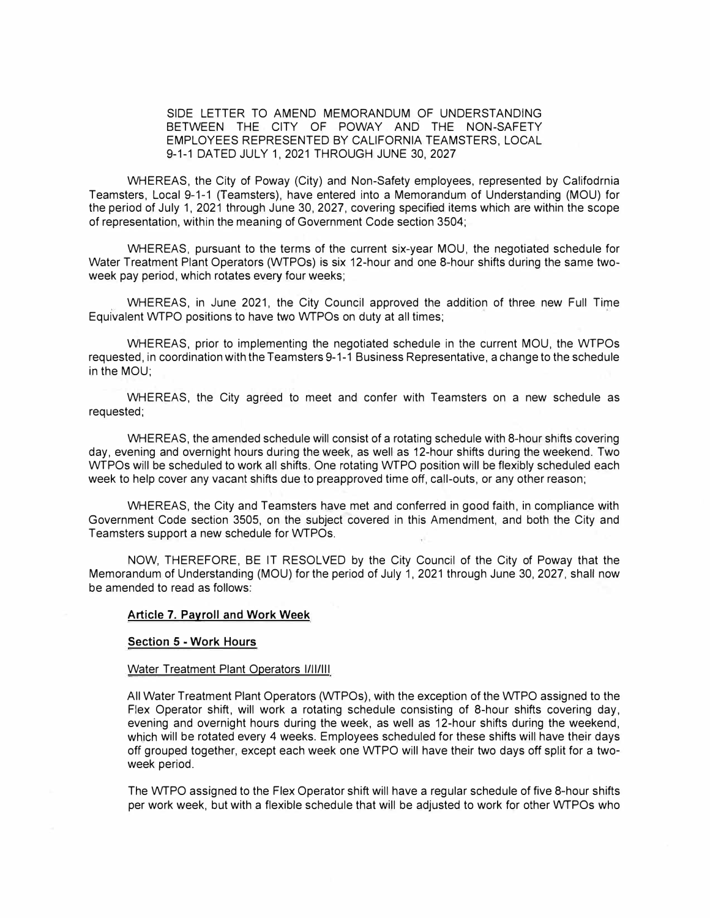SIDE LETTER TO AMEND MEMORANDUM OF UNDERSTANDING BETWEEN THE CITY OF POWAY AND THE NON-SAFETY EMPLOYEES REPRESENTED BY CALIFORNIA TEAMSTERS, LOCAL 9-1-1 DATED JULY 1, 2021 THROUGH JUNE 30, 2027

WHEREAS, the City of Poway (City) and Non-Safety employees, represented by Califodrnia Teamsters, Local 9-1-1 (Teamsters), have entered into a Memorandum of Understanding (MOU) for the period of July 1, 2021 through June 30, 2027, covering specified items which are within the scope of representation, within the meaning of Government Code section 3504;

WHEREAS, pursuant to the terms of the current six-year MOU, the negotiated schedule for Water Treatment Plant Operators (WTPOs) is six 12-hour and one 8-hour shifts during the same two-week pay period, which rotates every four weeks;

WHEREAS, in June 2021, the City Council approved the addition of three new Full Time Equivalent WTPO positions to have two WTPOs on duty at all times;

WHEREAS, prior to implementing the negotiated schedule in the current MOU, the WTPOs requested, in coordination with the Teamsters 9-1-1 Business Representative, a change to the schedule in the MOU;

WHEREAS, the City agreed to meet and confer with Teamsters on a new schedule as requested;

WHEREAS, the amended schedule will consist of a rotating schedule with 8-hour shifts covering day, evening and overnight hours during the week, as well as 12-hour shifts during the weekend. Two WTPOs will be scheduled to work all shifts. One rotating WTPO position will be flexibly scheduled each week to help cover any vacant shifts due to preapproved time off, call-outs, or any other reason;

WHEREAS, the City and Teamsters have met and conferred in good faith, in compliance with Government Code section 3505, on the subject covered in this Amendment, and both the City and Teamsters support a new schedule for WTPOs.

NOW, THEREFORE, BE IT RESOLVED by the City Council of the City of Poway that the Memorandum of Understanding (MOU) for the period of July 1, 2021 through June 30, 2027, shall now be amended to read as follows:

**Article 7. Payroll and Work Week**

**Section 5 - Work Hours**

Water Treatment Plant Operators I/II/III

All Water Treatment Plant Operators (WTPOs), with the exception of the WTPO assigned to the Flex Operator shift, will work a rotating schedule consisting of 8-hour shifts covering day, evening and overnight hours during the week, as well as 12-hour shifts during the weekend, which will be rotated every 4 weeks. Employees scheduled for these shifts will have their days off grouped together, except each week one WTPO will have their two days off split for a two-week period.

The WTPO assigned to the Flex Operator shift will have a regular schedule of five 8-hour shifts per work week, but with a flexible schedule that will be adjusted to work for other WTPOs who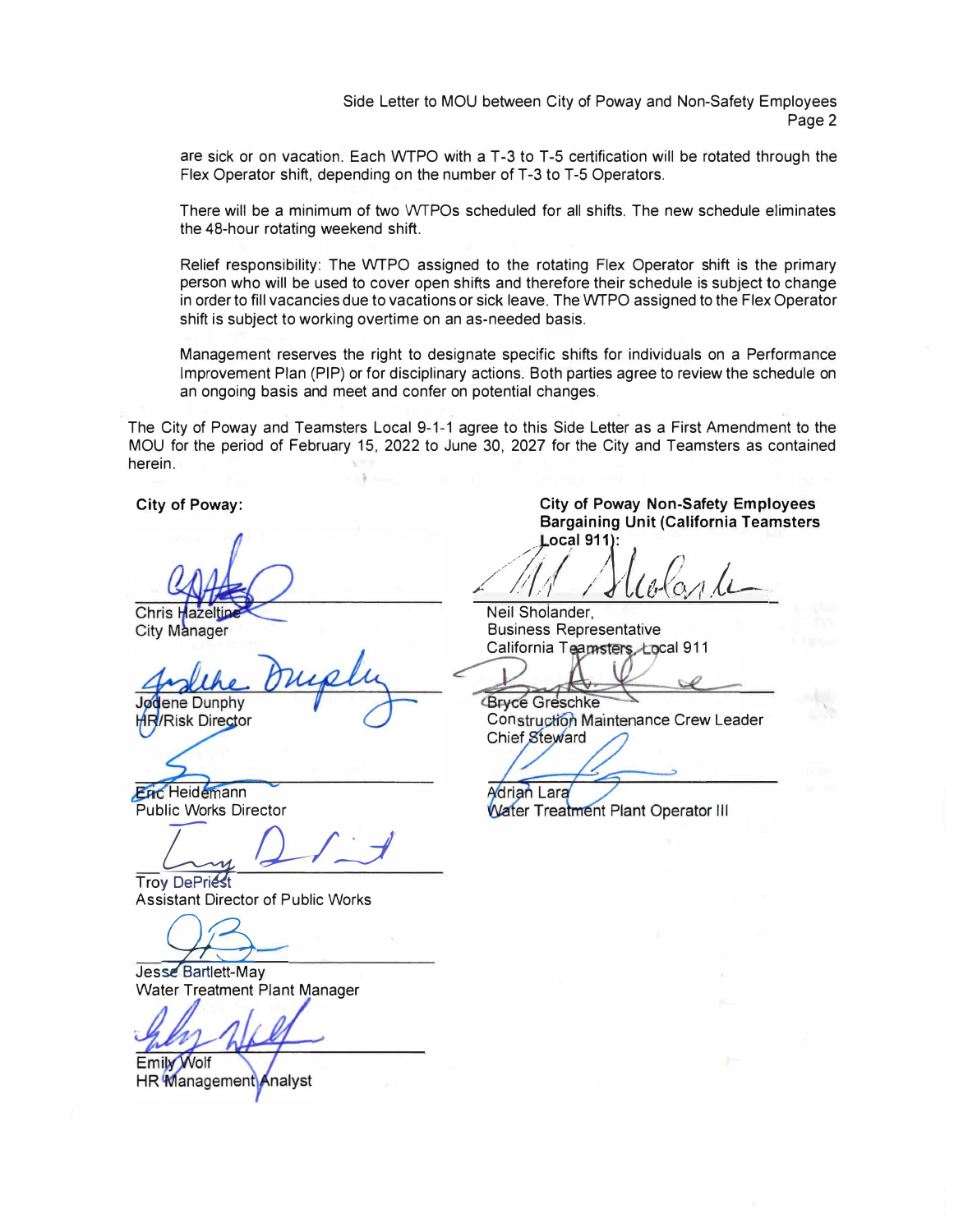are sick or on vacation. Each WTPO with a T-3 to T-5 certification will be rotated through the Flex Operator shift, depending on the number of T-3 to T-5 Operators.

There will be a minimum of two WTPOs scheduled for all shifts. The new schedule eliminates the 48-hour rotating weekend shift.

Relief responsibility: The WTPO assigned to the rotating Flex Operator shift is the primary person who will be used to cover open shifts and therefore their schedule is subject to change in order to fill vacancies due to vacations or sick leave. The WTPO assigned to the Flex Operator shift is subject to working overtime on an as-needed basis.

Management reserves the right to designate specific shifts for individuals on a Performance Improvement Plan (PIP) or for disciplinary actions. Both parties agree to review the schedule on an ongoing basis and meet and confer on potential changes.

The City of Poway and Teamsters Local 9-1-1 agree to this Side Letter as a First Amendment to the MOU for the period of February 15, 2022 to June 30, 2027 for the City and Teamsters as contained herein.

**City of Poway:**

Chris Hazeltine
City Manager

Jodene Dunphy
HR/Risk Director

Eric Heidemann
Public Works Director

Troy DePriest
Assistant Director of Public Works

Jesse Bartlett-May
Water Treatment Plant Manager

Emily Wolf
HR Management Analyst

**City of Poway Non-Safety Employees Bargaining Unit (California Teamsters Local 911):**

Neil Sholander,
Business Representative
California Teamsters, Local 911

Bryce Greschke
Construction Maintenance Crew Leader
Chief Steward

Adrian Lara
Water Treatment Plant Operator III